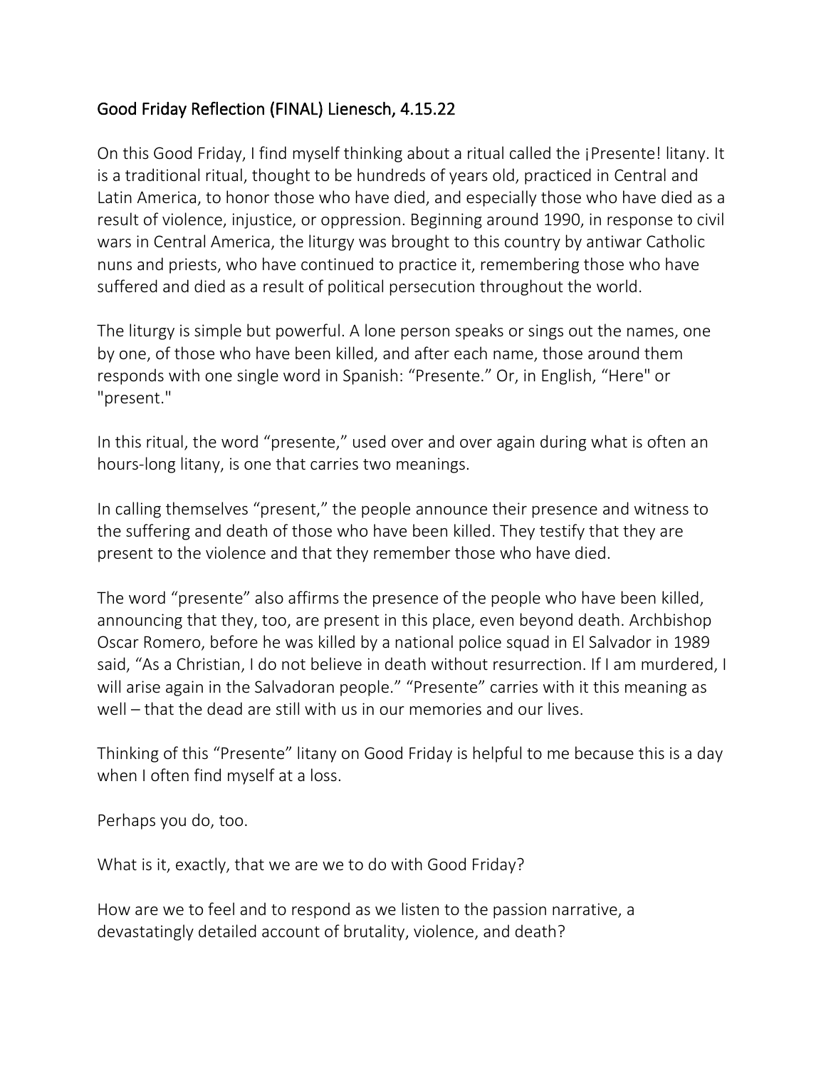# Good Friday Reflection (FINAL) Lienesch, 4.15.22

On this Good Friday, I find myself thinking about a ritual called the ¡Presente! litany. It is a traditional ritual, thought to be hundreds of years old, practiced in Central and Latin America, to honor those who have died, and especially those who have died as a result of violence, injustice, or oppression. Beginning around 1990, in response to civil wars in Central America, the liturgy was brought to this country by antiwar Catholic nuns and priests, who have continued to practice it, remembering those who have suffered and died as a result of political persecution throughout the world.

The liturgy is simple but powerful. A lone person speaks or sings out the names, one by one, of those who have been killed, and after each name, those around them responds with one single word in Spanish: "Presente." Or, in English, "Here" or "present."

In this ritual, the word "presente," used over and over again during what is often an hours-long litany, is one that carries two meanings.

In calling themselves "present," the people announce their presence and witness to the suffering and death of those who have been killed. They testify that they are present to the violence and that they remember those who have died.

The word "presente" also affirms the presence of the people who have been killed, announcing that they, too, are present in this place, even beyond death. Archbishop Oscar Romero, before he was killed by a national police squad in El Salvador in 1989 said, "As a Christian, I do not believe in death without resurrection. If I am murdered, I will arise again in the Salvadoran people." "Presente" carries with it this meaning as well – that the dead are still with us in our memories and our lives.

Thinking of this "Presente" litany on Good Friday is helpful to me because this is a day when I often find myself at a loss.

Perhaps you do, too.

What is it, exactly, that we are we to do with Good Friday?

How are we to feel and to respond as we listen to the passion narrative, a devastatingly detailed account of brutality, violence, and death?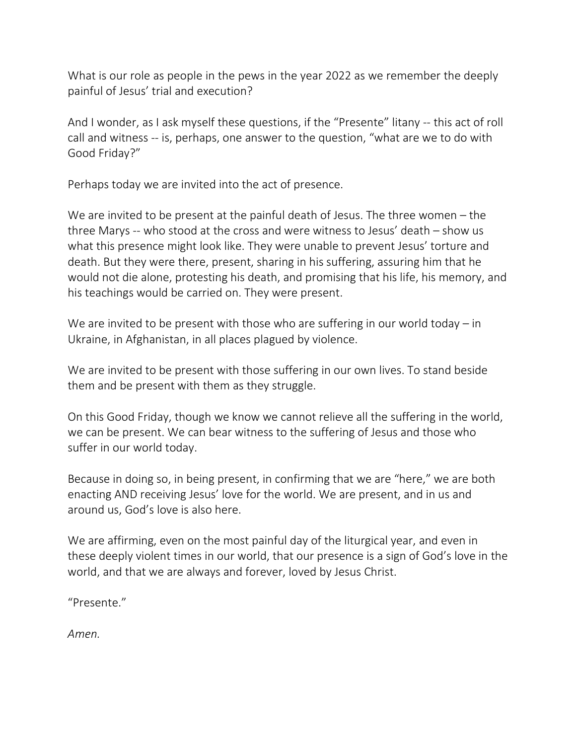What is our role as people in the pews in the year 2022 as we remember the deeply painful of Jesus' trial and execution?

And I wonder, as I ask myself these questions, if the "Presente" litany -- this act of roll call and witness -- is, perhaps, one answer to the question, "what are we to do with Good Friday?"

Perhaps today we are invited into the act of presence.

We are invited to be present at the painful death of Jesus. The three women – the three Marys -- who stood at the cross and were witness to Jesus' death – show us what this presence might look like. They were unable to prevent Jesus' torture and death. But they were there, present, sharing in his suffering, assuring him that he would not die alone, protesting his death, and promising that his life, his memory, and his teachings would be carried on. They were present.

We are invited to be present with those who are suffering in our world today – in Ukraine, in Afghanistan, in all places plagued by violence.

We are invited to be present with those suffering in our own lives. To stand beside them and be present with them as they struggle.

On this Good Friday, though we know we cannot relieve all the suffering in the world, we can be present. We can bear witness to the suffering of Jesus and those who suffer in our world today.

Because in doing so, in being present, in confirming that we are "here," we are both enacting AND receiving Jesus' love for the world. We are present, and in us and around us, God's love is also here.

We are affirming, even on the most painful day of the liturgical year, and even in these deeply violent times in our world, that our presence is a sign of God's love in the world, and that we are always and forever, loved by Jesus Christ.

"Presente."

*Amen.*